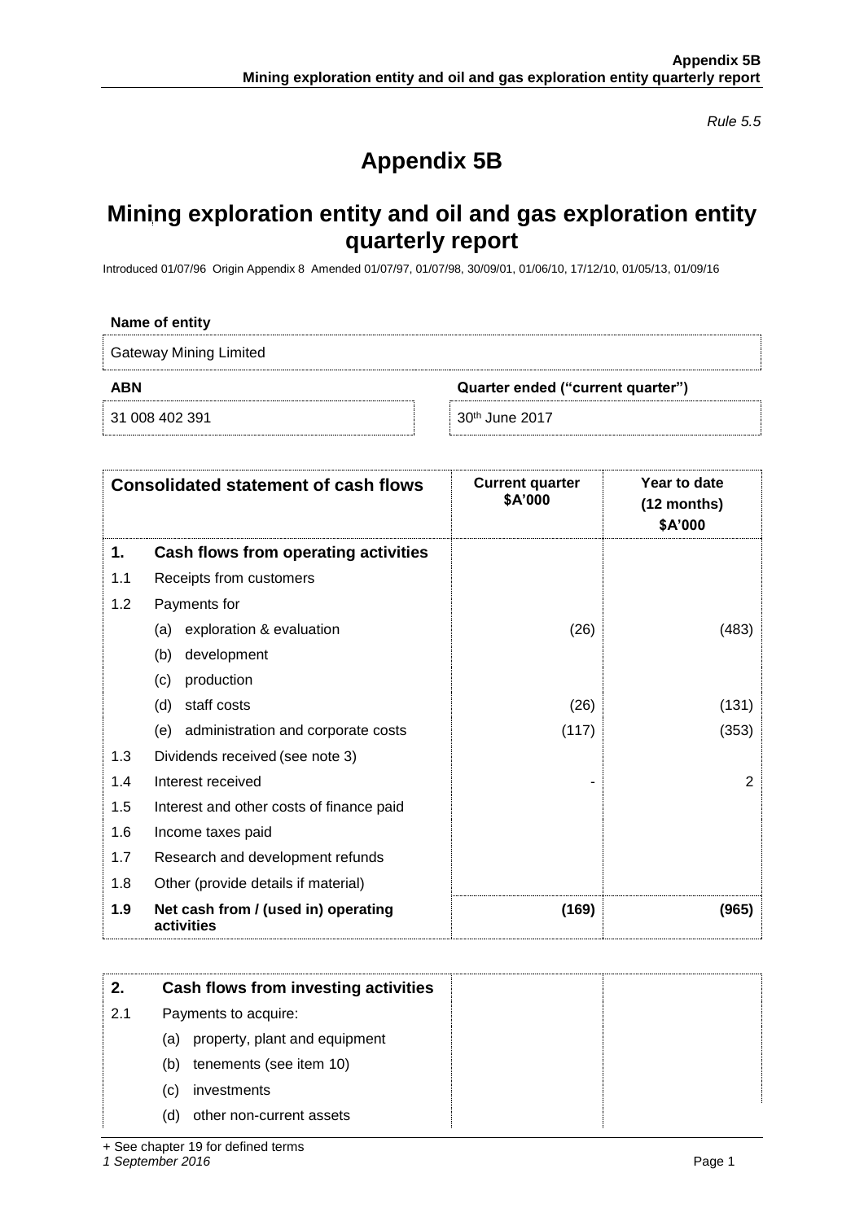*Rule 5.5*

# Appendix 5B

## Mining exploration entity and oil and gas exploration entity quarterly report

Introduced 01/07/96 Origin Appendix 8 Amended 01/07/97, 01/07/98, 30/09/01, 01/06/10, 17/12/10, 01/05/13, 01/09/16

**Name of entity**

Gateway Mining Limited

| ABN | Quarter ended ("current quarter") |
|---|---|
| 31 008 402 391 | 30th June 2017 |

| | Consolidated statement of cash flows | Current quarter $A'000 | Year to date (12 months) $A'000 |
|---|---|---|---|
| **1.** | **Cash flows from operating activities** | | |
| 1.1 | Receipts from customers | | |
| 1.2 | Payments for | | |
| | (a) exploration & evaluation | (26) | (483) |
| | (b) development | | |
| | (c) production | | |
| | (d) staff costs | (26) | (131) |
| | (e) administration and corporate costs | (117) | (353) |
| 1.3 | Dividends received (see note 3) | | |
| 1.4 | Interest received | - | 2 |
| 1.5 | Interest and other costs of finance paid | | |
| 1.6 | Income taxes paid | | |
| 1.7 | Research and development refunds | | |
| 1.8 | Other (provide details if material) | | |
| **1.9** | **Net cash from / (used in) operating activities** | **(169)** | **(965)** |

| | | | |
|---|---|---|---|
| **2.** | **Cash flows from investing activities** | | |
| 2.1 | Payments to acquire: | | |
| | (a) property, plant and equipment | | |
| | (b) tenements (see item 10) | | |
| | (c) investments | | |
| | (d) other non-current assets | | |

+ See chapter 19 for defined terms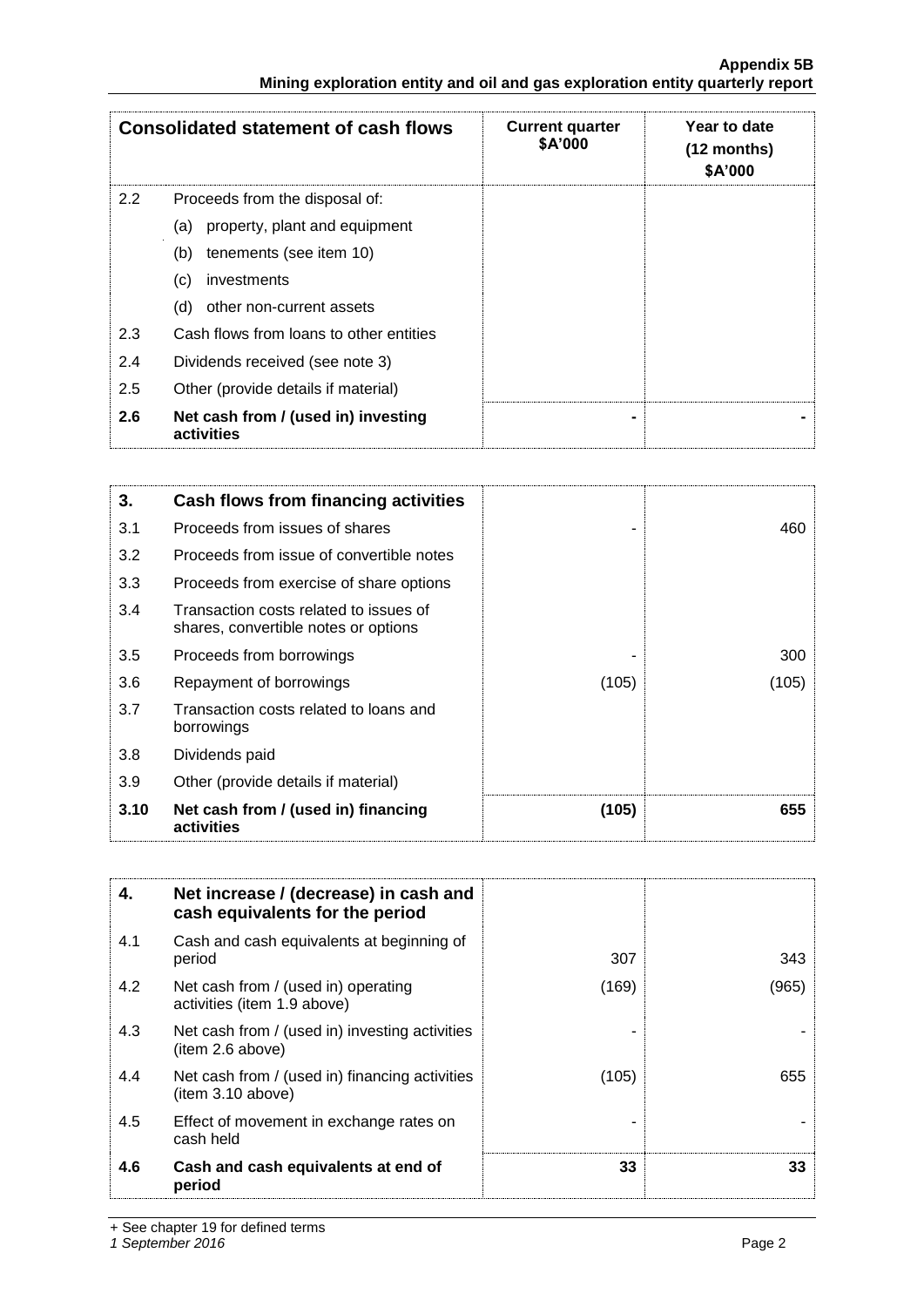| Consolidated statement of cash flows | | Current quarter $A'000 | Year to date (12 months) $A'000 |
|---|---|---|---|
| 2.2 | Proceeds from the disposal of: | | |
| | (a) property, plant and equipment | | |
| | (b) tenements (see item 10) | | |
| | (c) investments | | |
| | (d) other non-current assets | | |
| 2.3 | Cash flows from loans to other entities | | |
| 2.4 | Dividends received (see note 3) | | |
| 2.5 | Other (provide details if material) | | |
| **2.6** | **Net cash from / (used in) investing activities** | **-** | **-** |

| **3.** | **Cash flows from financing activities** | | |
|---|---|---|---|
| 3.1 | Proceeds from issues of shares | - | 460 |
| 3.2 | Proceeds from issue of convertible notes | | |
| 3.3 | Proceeds from exercise of share options | | |
| 3.4 | Transaction costs related to issues of shares, convertible notes or options | | |
| 3.5 | Proceeds from borrowings | - | 300 |
| 3.6 | Repayment of borrowings | (105) | (105) |
| 3.7 | Transaction costs related to loans and borrowings | | |
| 3.8 | Dividends paid | | |
| 3.9 | Other (provide details if material) | | |
| **3.10** | **Net cash from / (used in) financing activities** | **(105)** | **655** |

| **4.** | **Net increase / (decrease) in cash and cash equivalents for the period** | | |
|---|---|---|---|
| 4.1 | Cash and cash equivalents at beginning of period | 307 | 343 |
| 4.2 | Net cash from / (used in) operating activities (item 1.9 above) | (169) | (965) |
| 4.3 | Net cash from / (used in) investing activities (item 2.6 above) | - | - |
| 4.4 | Net cash from / (used in) financing activities (item 3.10 above) | (105) | 655 |
| 4.5 | Effect of movement in exchange rates on cash held | - | - |
| **4.6** | **Cash and cash equivalents at end of period** | **33** | **33** |

+ See chapter 19 for defined terms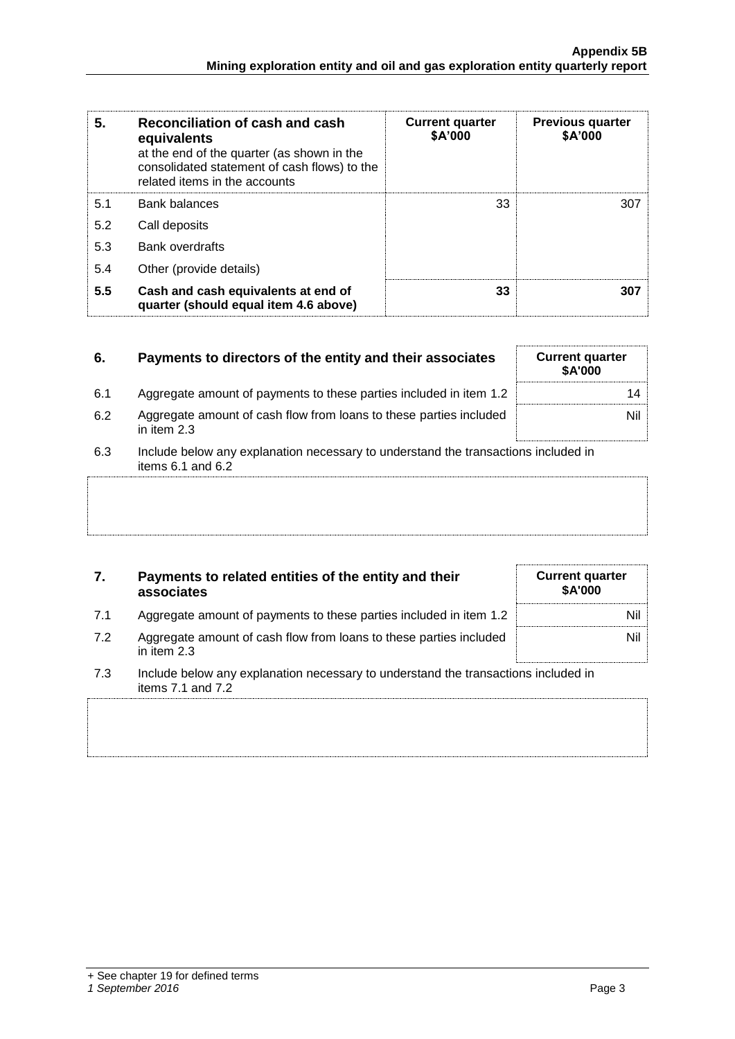| 5. | Reconciliation of cash and cash equivalents at the end of the quarter (as shown in the consolidated statement of cash flows) to the related items in the accounts | Current quarter $A'000 | Previous quarter $A'000 |
|---|---|---|---|
| 5.1 | Bank balances | 33 | 307 |
| 5.2 | Call deposits | | |
| 5.3 | Bank overdrafts | | |
| 5.4 | Other (provide details) | | |
| **5.5** | **Cash and cash equivalents at end of quarter (should equal item 4.6 above)** | **33** | **307** |

| 6. | Payments to directors of the entity and their associates | Current quarter $A'000 |
|---|---|---|
| 6.1 | Aggregate amount of payments to these parties included in item 1.2 | 14 |
| 6.2 | Aggregate amount of cash flow from loans to these parties included in item 2.3 | Nil |

6.3 Include below any explanation necessary to understand the transactions included in items 6.1 and 6.2

| 7. | Payments to related entities of the entity and their associates | Current quarter $A'000 |
|---|---|---|
| 7.1 | Aggregate amount of payments to these parties included in item 1.2 | Nil |
| 7.2 | Aggregate amount of cash flow from loans to these parties included in item 2.3 | Nil |

7.3 Include below any explanation necessary to understand the transactions included in items 7.1 and 7.2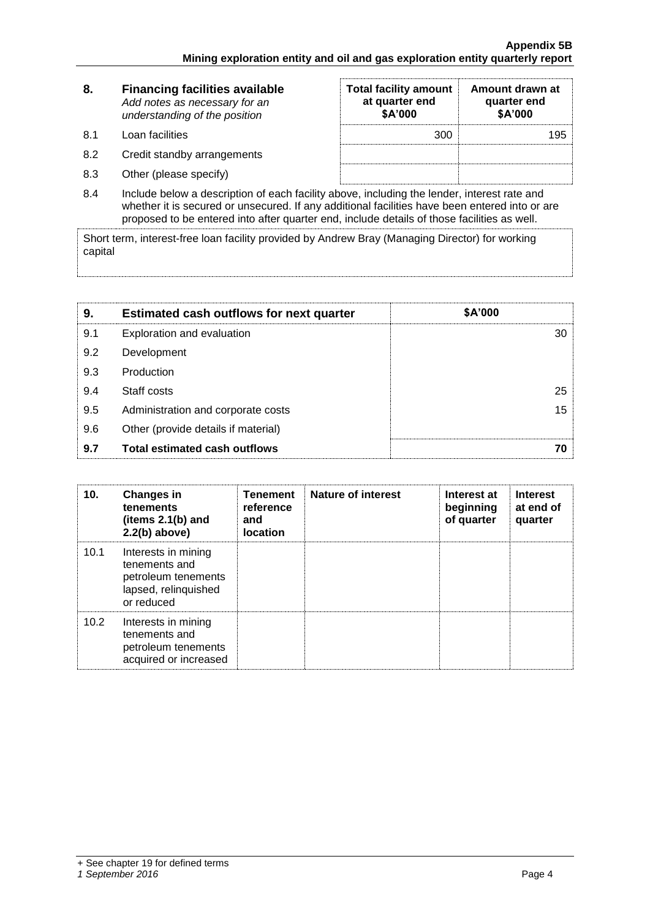| 8. | Financing facilities available *Add notes as necessary for an understanding of the position* | Total facility amount at quarter end \$A'000 | Amount drawn at quarter end \$A'000 |
|---|---|---|---|
| 8.1 | Loan facilities | 300 | 195 |
| 8.2 | Credit standby arrangements | | |
| 8.3 | Other (please specify) | | |

8.4 Include below a description of each facility above, including the lender, interest rate and whether it is secured or unsecured. If any additional facilities have been entered into or are proposed to be entered into after quarter end, include details of those facilities as well.

Short term, interest-free loan facility provided by Andrew Bray (Managing Director) for working capital

| 9. | Estimated cash outflows for next quarter | \$A'000 |
|---|---|---|
| 9.1 | Exploration and evaluation | 30 |
| 9.2 | Development | |
| 9.3 | Production | |
| 9.4 | Staff costs | 25 |
| 9.5 | Administration and corporate costs | 15 |
| 9.6 | Other (provide details if material) | |
| **9.7** | **Total estimated cash outflows** | **70** |

| 10. | Changes in tenements (items 2.1(b) and 2.2(b) above) | Tenement reference and location | Nature of interest | Interest at beginning of quarter | Interest at end of quarter |
|---|---|---|---|---|---|
| 10.1 | Interests in mining tenements and petroleum tenements lapsed, relinquished or reduced | | | | |
| 10.2 | Interests in mining tenements and petroleum tenements acquired or increased | | | | |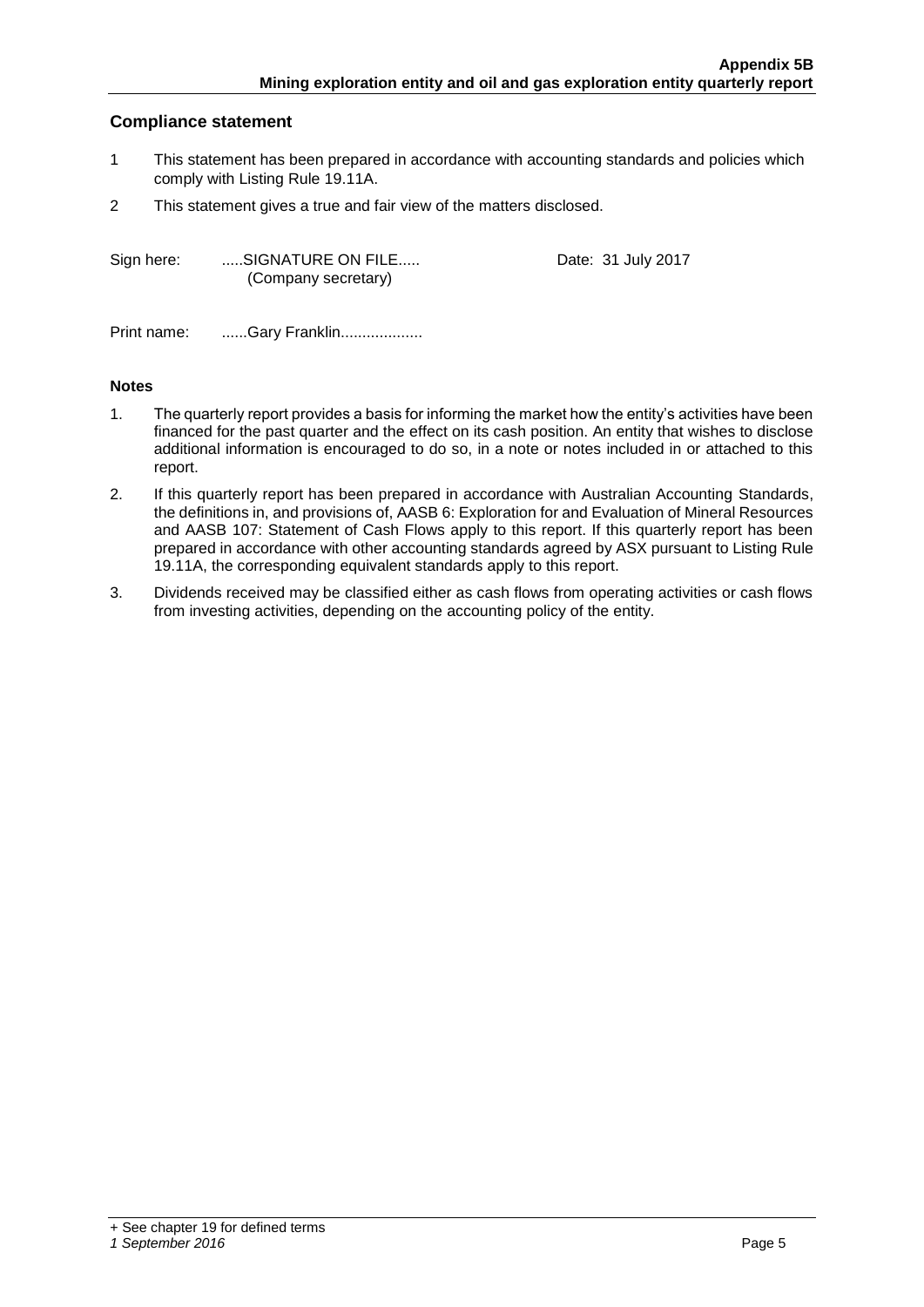## Compliance statement

1 This statement has been prepared in accordance with accounting standards and policies which comply with Listing Rule 19.11A.

2 This statement gives a true and fair view of the matters disclosed.

Sign here: .....SIGNATURE ON FILE..... Date: 31 July 2017
(Company secretary)

Print name: ......Gary Franklin..................

### Notes

1. The quarterly report provides a basis for informing the market how the entity's activities have been financed for the past quarter and the effect on its cash position. An entity that wishes to disclose additional information is encouraged to do so, in a note or notes included in or attached to this report.
2. If this quarterly report has been prepared in accordance with Australian Accounting Standards, the definitions in, and provisions of, AASB 6: Exploration for and Evaluation of Mineral Resources and AASB 107: Statement of Cash Flows apply to this report. If this quarterly report has been prepared in accordance with other accounting standards agreed by ASX pursuant to Listing Rule 19.11A, the corresponding equivalent standards apply to this report.
3. Dividends received may be classified either as cash flows from operating activities or cash flows from investing activities, depending on the accounting policy of the entity.